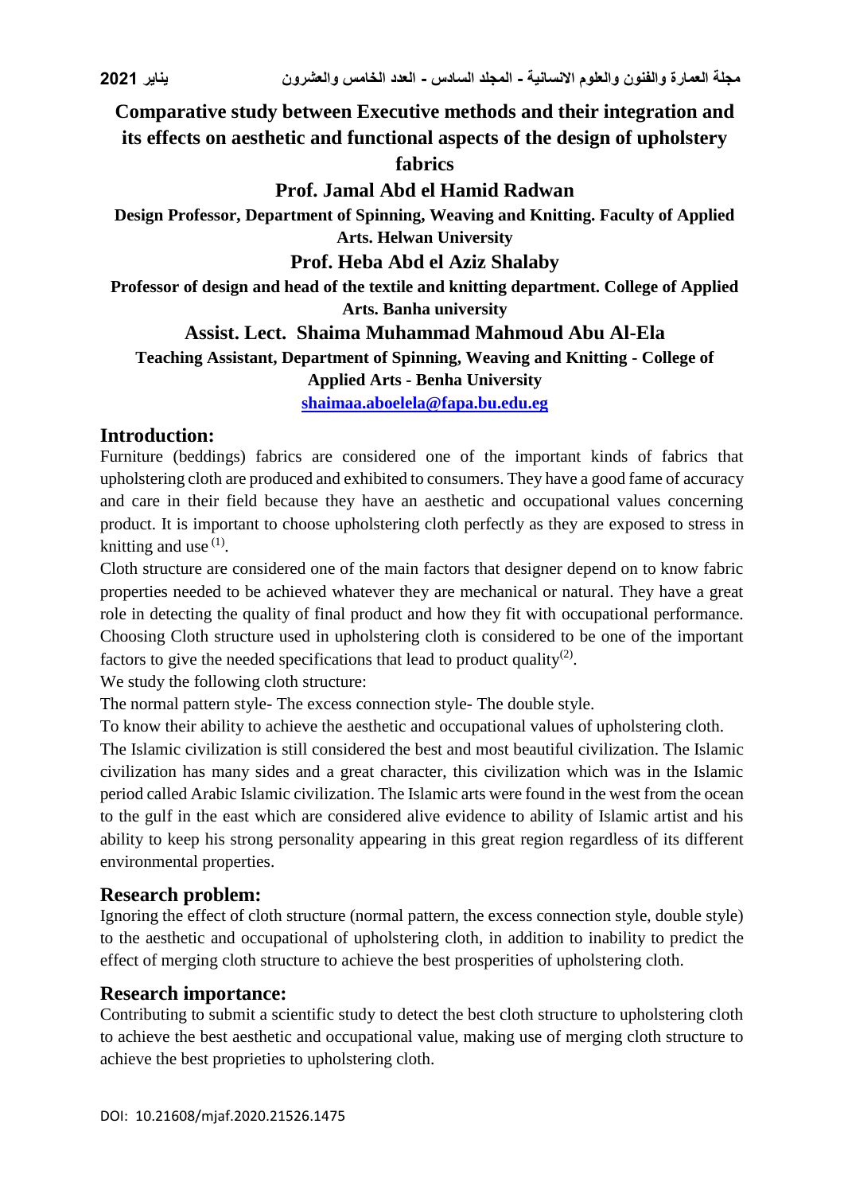# Comparative study between Executive methods and their integration and its effects on aesthetic and functional aspects of the design of upholstery fabrics

**Prof. Jamal Abd el Hamid Radwan**

**Design Professor, Department of Spinning, Weaving and Knitting. Faculty of Applied Arts. Helwan University**

**Prof. Heba Abd el Aziz Shalaby**

**Professor of design and head of the textile and knitting department. College of Applied Arts. Banha university**

**Assist. Lect. Shaima Muhammad Mahmoud Abu Al-Ela**

**Teaching Assistant, Department of Spinning, Weaving and Knitting - College of Applied Arts - Benha University**

**shaimaa.aboelela@fapa.bu.edu.eg**

## Introduction:

Furniture (beddings) fabrics are considered one of the important kinds of fabrics that upholstering cloth are produced and exhibited to consumers. They have a good fame of accuracy and care in their field because they have an aesthetic and occupational values concerning product. It is important to choose upholstering cloth perfectly as they are exposed to stress in knitting and use (1).

Cloth structure are considered one of the main factors that designer depend on to know fabric properties needed to be achieved whatever they are mechanical or natural. They have a great role in detecting the quality of final product and how they fit with occupational performance. Choosing Cloth structure used in upholstering cloth is considered to be one of the important factors to give the needed specifications that lead to product quality(2).

We study the following cloth structure:

The normal pattern style- The excess connection style- The double style.

To know their ability to achieve the aesthetic and occupational values of upholstering cloth.

The Islamic civilization is still considered the best and most beautiful civilization. The Islamic civilization has many sides and a great character, this civilization which was in the Islamic period called Arabic Islamic civilization. The Islamic arts were found in the west from the ocean to the gulf in the east which are considered alive evidence to ability of Islamic artist and his ability to keep his strong personality appearing in this great region regardless of its different environmental properties.

## Research problem:

Ignoring the effect of cloth structure (normal pattern, the excess connection style, double style) to the aesthetic and occupational of upholstering cloth, in addition to inability to predict the effect of merging cloth structure to achieve the best prosperities of upholstering cloth.

## Research importance:

Contributing to submit a scientific study to detect the best cloth structure to upholstering cloth to achieve the best aesthetic and occupational value, making use of merging cloth structure to achieve the best proprieties to upholstering cloth.

DOI: 10.21608/mjaf.2020.21526.1475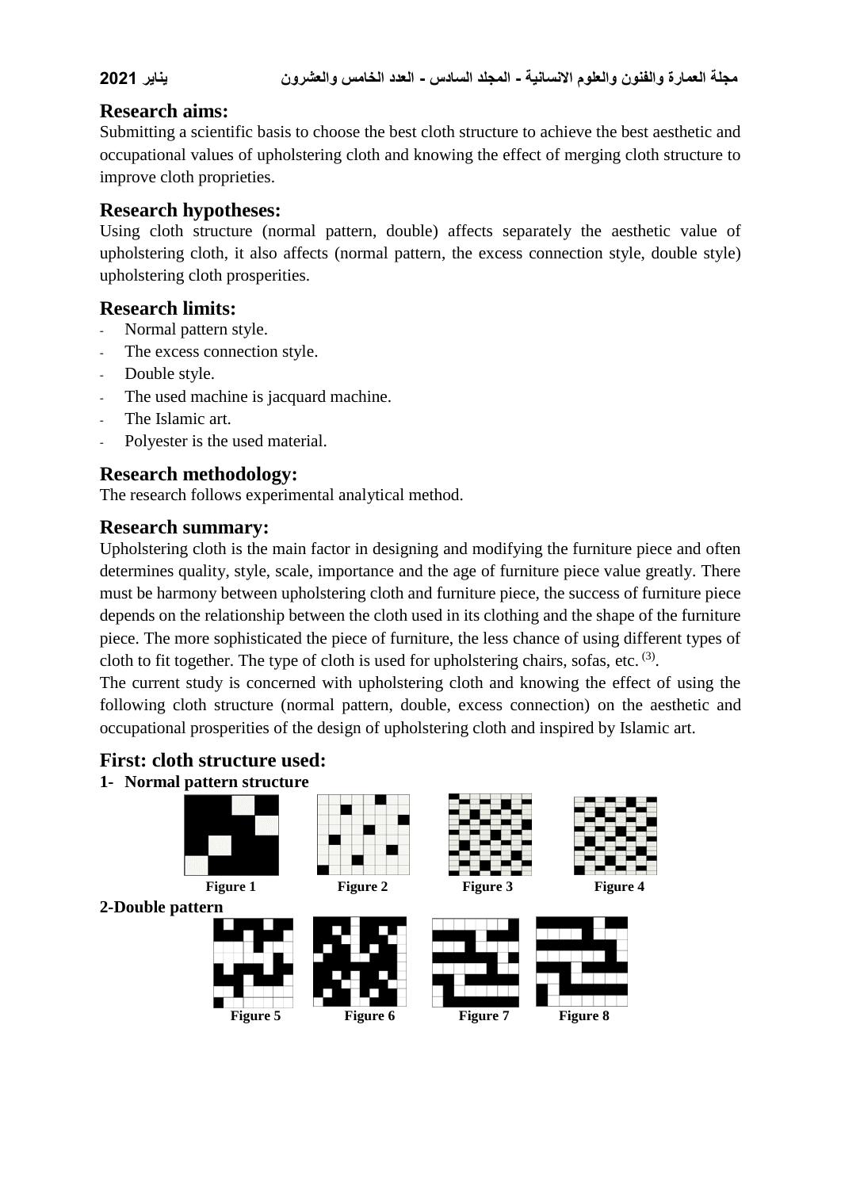## Research aims:

Submitting a scientific basis to choose the best cloth structure to achieve the best aesthetic and occupational values of upholstering cloth and knowing the effect of merging cloth structure to improve cloth proprieties.

## Research hypotheses:

Using cloth structure (normal pattern, double) affects separately the aesthetic value of upholstering cloth, it also affects (normal pattern, the excess connection style, double style) upholstering cloth prosperities.

## Research limits:

- Normal pattern style.
- The excess connection style.
- Double style.
- The used machine is jacquard machine.
- The Islamic art.
- Polyester is the used material.

## Research methodology:

The research follows experimental analytical method.

## Research summary:

Upholstering cloth is the main factor in designing and modifying the furniture piece and often determines quality, style, scale, importance and the age of furniture piece value greatly. There must be harmony between upholstering cloth and furniture piece, the success of furniture piece depends on the relationship between the cloth used in its clothing and the shape of the furniture piece. The more sophisticated the piece of furniture, the less chance of using different types of cloth to fit together. The type of cloth is used for upholstering chairs, sofas, etc. [(3)].

The current study is concerned with upholstering cloth and knowing the effect of using the following cloth structure (normal pattern, double, excess connection) on the aesthetic and occupational prosperities of the design of upholstering cloth and inspired by Islamic art.

## First: cloth structure used:

**1- Normal pattern structure**

**Figure 1** **Figure 2** **Figure 3** **Figure 4**

**2-Double pattern**

**Figure 5** **Figure 6** **Figure 7** **Figure 8**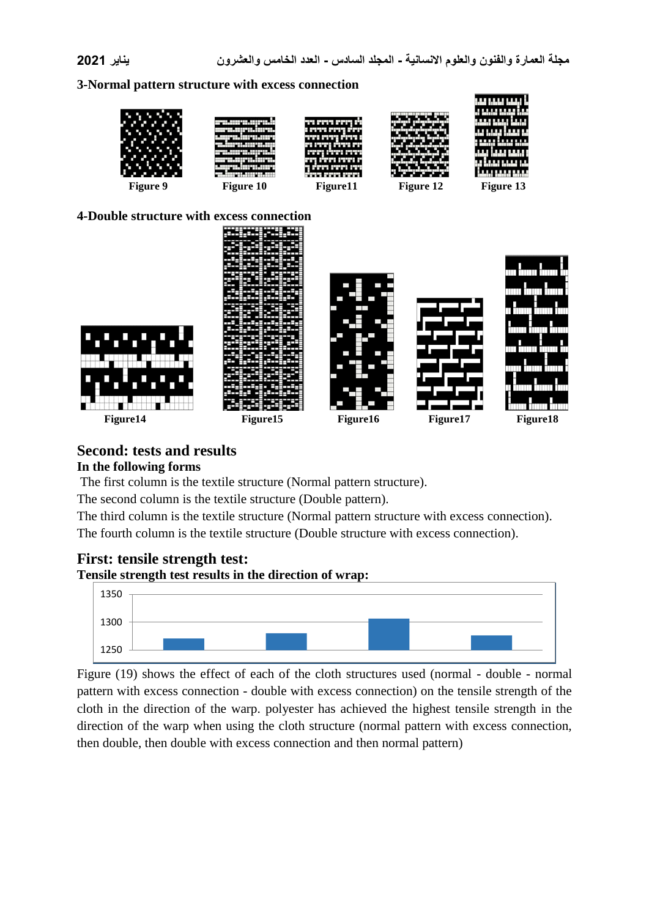**3-Normal pattern structure with excess connection**

Figure 9 Figure 10 Figure11 Figure 12 Figure 13

**4-Double structure with excess connection**

Figure14 Figure15 Figure16 Figure17 Figure18

## Second: tests and results

**In the following forms**

The first column is the textile structure (Normal pattern structure).

The second column is the textile structure (Double pattern).

The third column is the textile structure (Normal pattern structure with excess connection).

The fourth column is the textile structure (Double structure with excess connection).

## First: tensile strength test:

**Tensile strength test results in the direction of wrap:**

Figure (19) shows the effect of each of the cloth structures used (normal - double - normal pattern with excess connection - double with excess connection) on the tensile strength of the cloth in the direction of the warp. polyester has achieved the highest tensile strength in the direction of the warp when using the cloth structure (normal pattern with excess connection, then double, then double with excess connection and then normal pattern)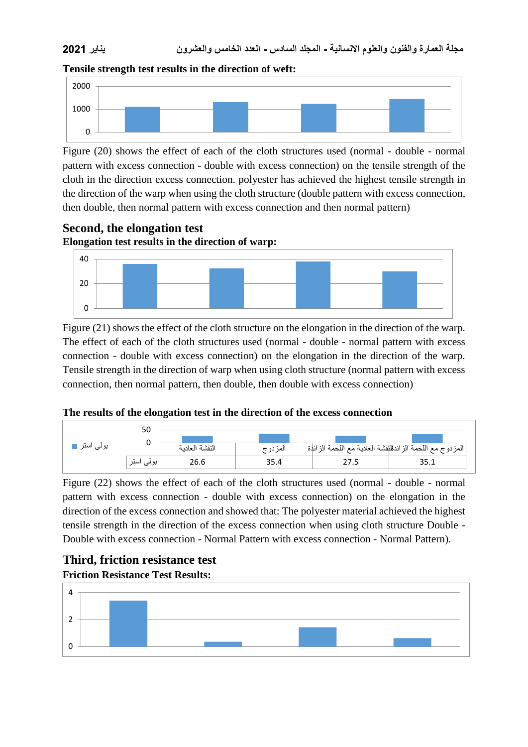**Tensile strength test results in the direction of weft:**

Figure (20) shows the effect of each of the cloth structures used (normal - double - normal pattern with excess connection - double with excess connection) on the tensile strength of the cloth in the direction excess connection. polyester has achieved the highest tensile strength in the direction of the warp when using the cloth structure (double pattern with excess connection, then double, then normal pattern with excess connection and then normal pattern)

## Second, the elongation test

**Elongation test results in the direction of warp:**

Figure (21) shows the effect of the cloth structure on the elongation in the direction of the warp. The effect of each of the cloth structures used (normal - double - normal pattern with excess connection - double with excess connection) on the elongation in the direction of the warp. Tensile strength in the direction of warp when using cloth structure (normal pattern with excess connection, then normal pattern, then double, then double with excess connection)

**The results of the elongation test in the direction of the excess connection**

| | النقشة العادية | المزدوج | النقشة العادية مع اللحمة الزائدة | المزدوج مع اللحمة الزائدة |
|---|---|---|---|---|
| بولى استر | 26.6 | 35.4 | 27.5 | 35.1 |

Figure (22) shows the effect of each of the cloth structures used (normal - double - normal pattern with excess connection - double with excess connection) on the elongation in the direction of the excess connection and showed that: The polyester material achieved the highest tensile strength in the direction of the excess connection when using cloth structure Double - Double with excess connection - Normal Pattern with excess connection - Normal Pattern).

## Third, friction resistance test

**Friction Resistance Test Results:**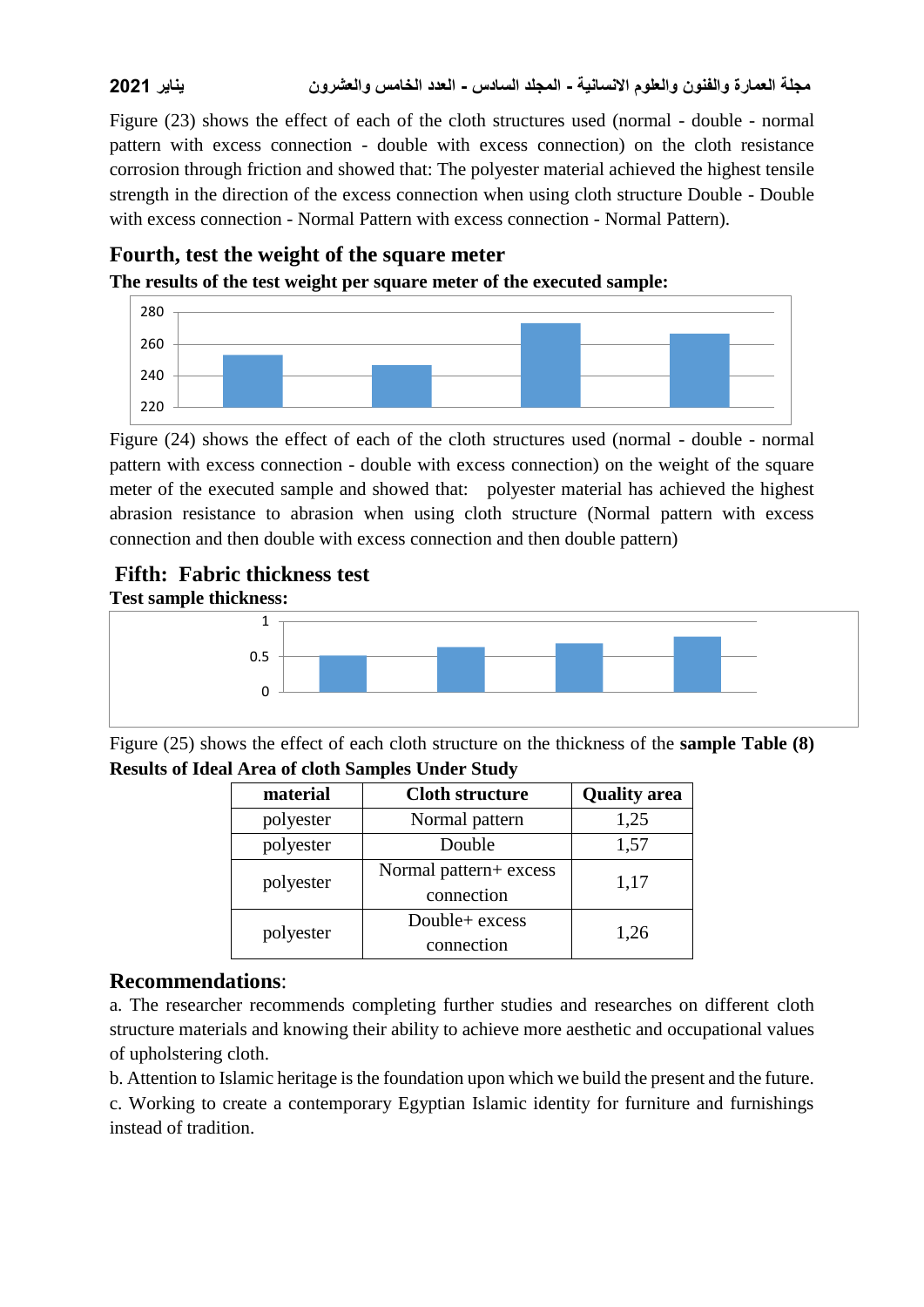Figure (23) shows the effect of each of the cloth structures used (normal - double - normal pattern with excess connection - double with excess connection) on the cloth resistance corrosion through friction and showed that: The polyester material achieved the highest tensile strength in the direction of the excess connection when using cloth structure Double - Double with excess connection - Normal Pattern with excess connection - Normal Pattern).

## Fourth, test the weight of the square meter

**The results of the test weight per square meter of the executed sample:**

Figure (24) shows the effect of each of the cloth structures used (normal - double - normal pattern with excess connection - double with excess connection) on the weight of the square meter of the executed sample and showed that: polyester material has achieved the highest abrasion resistance to abrasion when using cloth structure (Normal pattern with excess connection and then double with excess connection and then double pattern)

## Fifth: Fabric thickness test

**Test sample thickness:**

Figure (25) shows the effect of each cloth structure on the thickness of the **sample Table (8)**

**Results of Ideal Area of cloth Samples Under Study**

| material | Cloth structure | Quality area |
| --- | --- | --- |
| polyester | Normal pattern | 1,25 |
| polyester | Double | 1,57 |
| polyester | Normal pattern+ excess connection | 1,17 |
| polyester | Double+ excess connection | 1,26 |

## Recommendations:

a. The researcher recommends completing further studies and researches on different cloth structure materials and knowing their ability to achieve more aesthetic and occupational values of upholstering cloth.

b. Attention to Islamic heritage is the foundation upon which we build the present and the future.

c. Working to create a contemporary Egyptian Islamic identity for furniture and furnishings instead of tradition.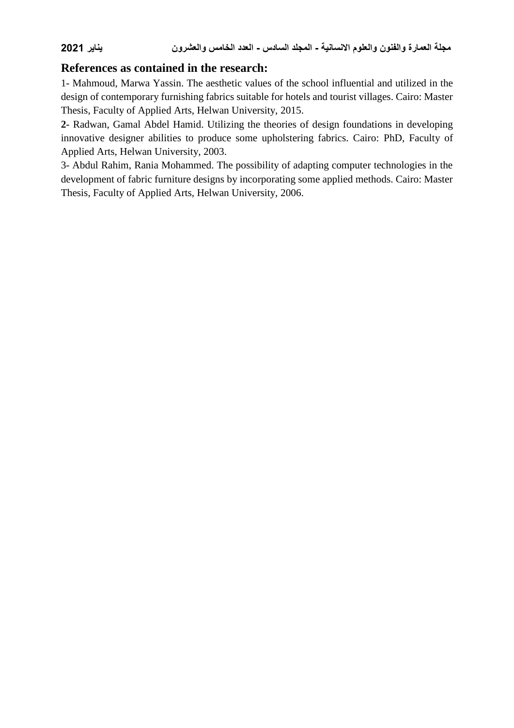## References as contained in the research:

1- Mahmoud, Marwa Yassin. The aesthetic values of the school influential and utilized in the design of contemporary furnishing fabrics suitable for hotels and tourist villages. Cairo: Master Thesis, Faculty of Applied Arts, Helwan University, 2015.

**2-** Radwan, Gamal Abdel Hamid. Utilizing the theories of design foundations in developing innovative designer abilities to produce some upholstering fabrics. Cairo: PhD, Faculty of Applied Arts, Helwan University, 2003.

3- Abdul Rahim, Rania Mohammed. The possibility of adapting computer technologies in the development of fabric furniture designs by incorporating some applied methods. Cairo: Master Thesis, Faculty of Applied Arts, Helwan University, 2006.